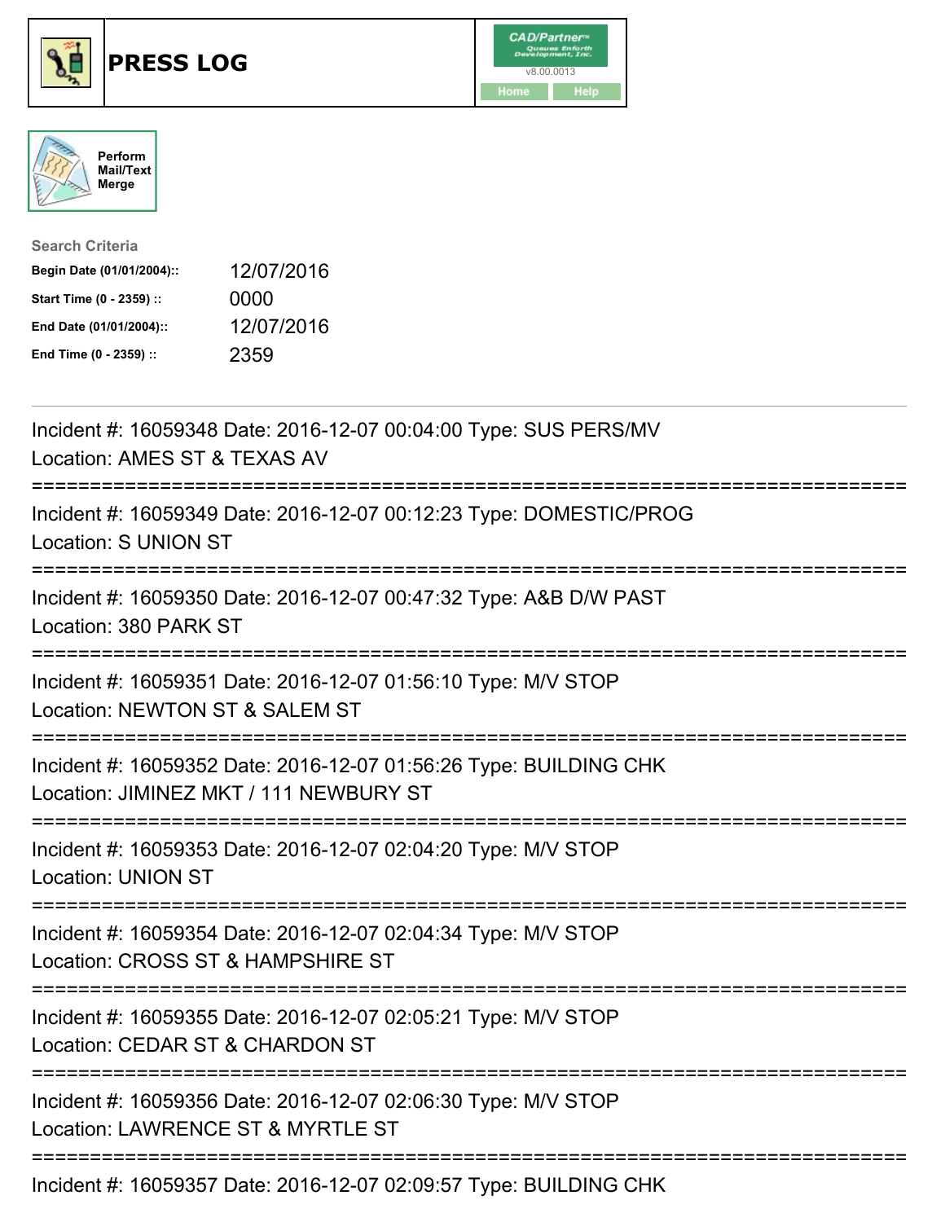# PRESS LOG

CAD/Partner
v8.00.0013
Home Help

Perform Mail/Text Merge

**Search Criteria**

| | |
|---|---|
| **Begin Date (01/01/2004)::** | 12/07/2016 |
| **Start Time (0 - 2359) ::** | 0000 |
| **End Date (01/01/2004)::** | 12/07/2016 |
| **End Time (0 - 2359) ::** | 2359 |

---

Incident #: 16059348 Date: 2016-12-07 00:04:00 Type: SUS PERS/MV
Location: AMES ST & TEXAS AV

===========================================================================

Incident #: 16059349 Date: 2016-12-07 00:12:23 Type: DOMESTIC/PROG
Location: S UNION ST

===========================================================================

Incident #: 16059350 Date: 2016-12-07 00:47:32 Type: A&B D/W PAST
Location: 380 PARK ST

===========================================================================

Incident #: 16059351 Date: 2016-12-07 01:56:10 Type: M/V STOP
Location: NEWTON ST & SALEM ST

===========================================================================

Incident #: 16059352 Date: 2016-12-07 01:56:26 Type: BUILDING CHK
Location: JIMINEZ MKT / 111 NEWBURY ST

===========================================================================

Incident #: 16059353 Date: 2016-12-07 02:04:20 Type: M/V STOP
Location: UNION ST

===========================================================================

Incident #: 16059354 Date: 2016-12-07 02:04:34 Type: M/V STOP
Location: CROSS ST & HAMPSHIRE ST

===========================================================================

Incident #: 16059355 Date: 2016-12-07 02:05:21 Type: M/V STOP
Location: CEDAR ST & CHARDON ST

===========================================================================

Incident #: 16059356 Date: 2016-12-07 02:06:30 Type: M/V STOP
Location: LAWRENCE ST & MYRTLE ST

===========================================================================

Incident #: 16059357 Date: 2016-12-07 02:09:57 Type: BUILDING CHK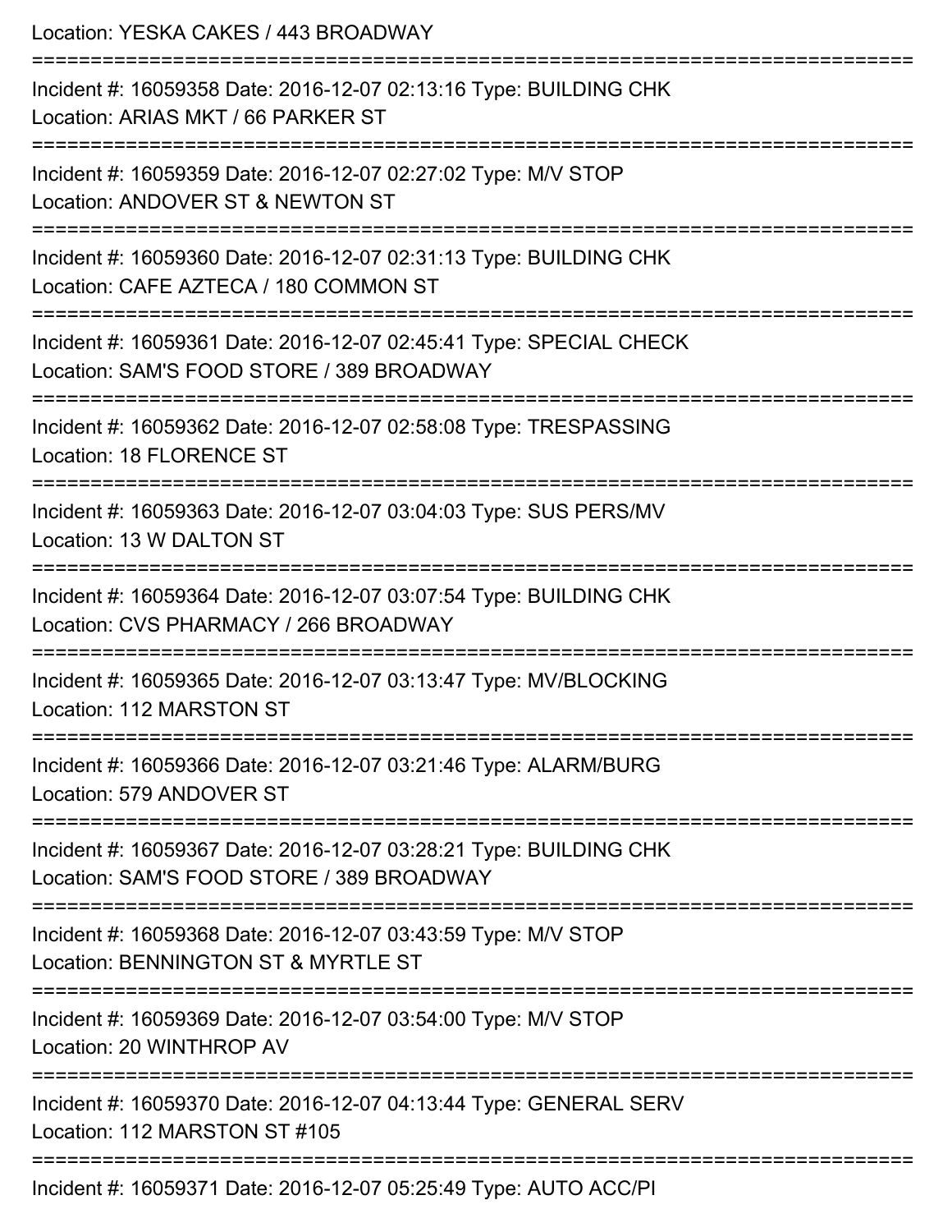Location: YESKA CAKES / 443 BROADWAY

===========================================================================

Incident #: 16059358 Date: 2016-12-07 02:13:16 Type: BUILDING CHK
Location: ARIAS MKT / 66 PARKER ST

===========================================================================

Incident #: 16059359 Date: 2016-12-07 02:27:02 Type: M/V STOP
Location: ANDOVER ST & NEWTON ST

===========================================================================

Incident #: 16059360 Date: 2016-12-07 02:31:13 Type: BUILDING CHK
Location: CAFE AZTECA / 180 COMMON ST

===========================================================================

Incident #: 16059361 Date: 2016-12-07 02:45:41 Type: SPECIAL CHECK
Location: SAM'S FOOD STORE / 389 BROADWAY

===========================================================================

Incident #: 16059362 Date: 2016-12-07 02:58:08 Type: TRESPASSING
Location: 18 FLORENCE ST

===========================================================================

Incident #: 16059363 Date: 2016-12-07 03:04:03 Type: SUS PERS/MV
Location: 13 W DALTON ST

===========================================================================

Incident #: 16059364 Date: 2016-12-07 03:07:54 Type: BUILDING CHK
Location: CVS PHARMACY / 266 BROADWAY

===========================================================================

Incident #: 16059365 Date: 2016-12-07 03:13:47 Type: MV/BLOCKING
Location: 112 MARSTON ST

===========================================================================

Incident #: 16059366 Date: 2016-12-07 03:21:46 Type: ALARM/BURG
Location: 579 ANDOVER ST

===========================================================================

Incident #: 16059367 Date: 2016-12-07 03:28:21 Type: BUILDING CHK
Location: SAM'S FOOD STORE / 389 BROADWAY

===========================================================================

Incident #: 16059368 Date: 2016-12-07 03:43:59 Type: M/V STOP
Location: BENNINGTON ST & MYRTLE ST

===========================================================================

Incident #: 16059369 Date: 2016-12-07 03:54:00 Type: M/V STOP
Location: 20 WINTHROP AV

===========================================================================

Incident #: 16059370 Date: 2016-12-07 04:13:44 Type: GENERAL SERV
Location: 112 MARSTON ST #105

===========================================================================

Incident #: 16059371 Date: 2016-12-07 05:25:49 Type: AUTO ACC/PI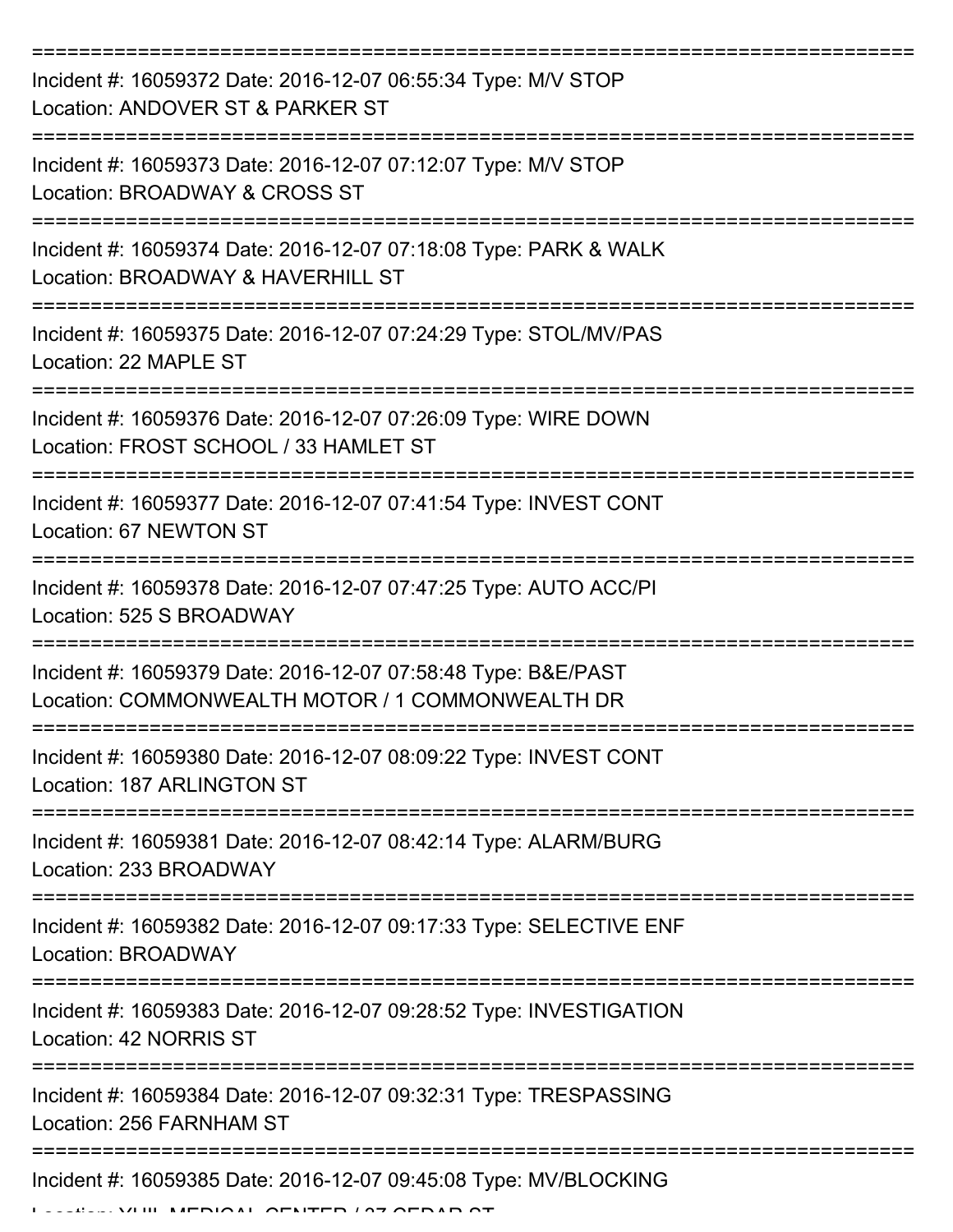===========================================================================

Incident #: 16059372 Date: 2016-12-07 06:55:34 Type: M/V STOP
Location: ANDOVER ST & PARKER ST

===========================================================================

Incident #: 16059373 Date: 2016-12-07 07:12:07 Type: M/V STOP
Location: BROADWAY & CROSS ST

===========================================================================

Incident #: 16059374 Date: 2016-12-07 07:18:08 Type: PARK & WALK
Location: BROADWAY & HAVERHILL ST

===========================================================================

Incident #: 16059375 Date: 2016-12-07 07:24:29 Type: STOL/MV/PAS
Location: 22 MAPLE ST

===========================================================================

Incident #: 16059376 Date: 2016-12-07 07:26:09 Type: WIRE DOWN
Location: FROST SCHOOL / 33 HAMLET ST

===========================================================================

Incident #: 16059377 Date: 2016-12-07 07:41:54 Type: INVEST CONT
Location: 67 NEWTON ST

===========================================================================

Incident #: 16059378 Date: 2016-12-07 07:47:25 Type: AUTO ACC/PI
Location: 525 S BROADWAY

===========================================================================

Incident #: 16059379 Date: 2016-12-07 07:58:48 Type: B&E/PAST
Location: COMMONWEALTH MOTOR / 1 COMMONWEALTH DR

===========================================================================

Incident #: 16059380 Date: 2016-12-07 08:09:22 Type: INVEST CONT
Location: 187 ARLINGTON ST

===========================================================================

Incident #: 16059381 Date: 2016-12-07 08:42:14 Type: ALARM/BURG
Location: 233 BROADWAY

===========================================================================

Incident #: 16059382 Date: 2016-12-07 09:17:33 Type: SELECTIVE ENF
Location: BROADWAY

===========================================================================

Incident #: 16059383 Date: 2016-12-07 09:28:52 Type: INVESTIGATION
Location: 42 NORRIS ST

===========================================================================

Incident #: 16059384 Date: 2016-12-07 09:32:31 Type: TRESPASSING
Location: 256 FARNHAM ST

===========================================================================

Incident #: 16059385 Date: 2016-12-07 09:45:08 Type: MV/BLOCKING
Location: YUIL MEDICAL CENTER / 27 CEDAR ST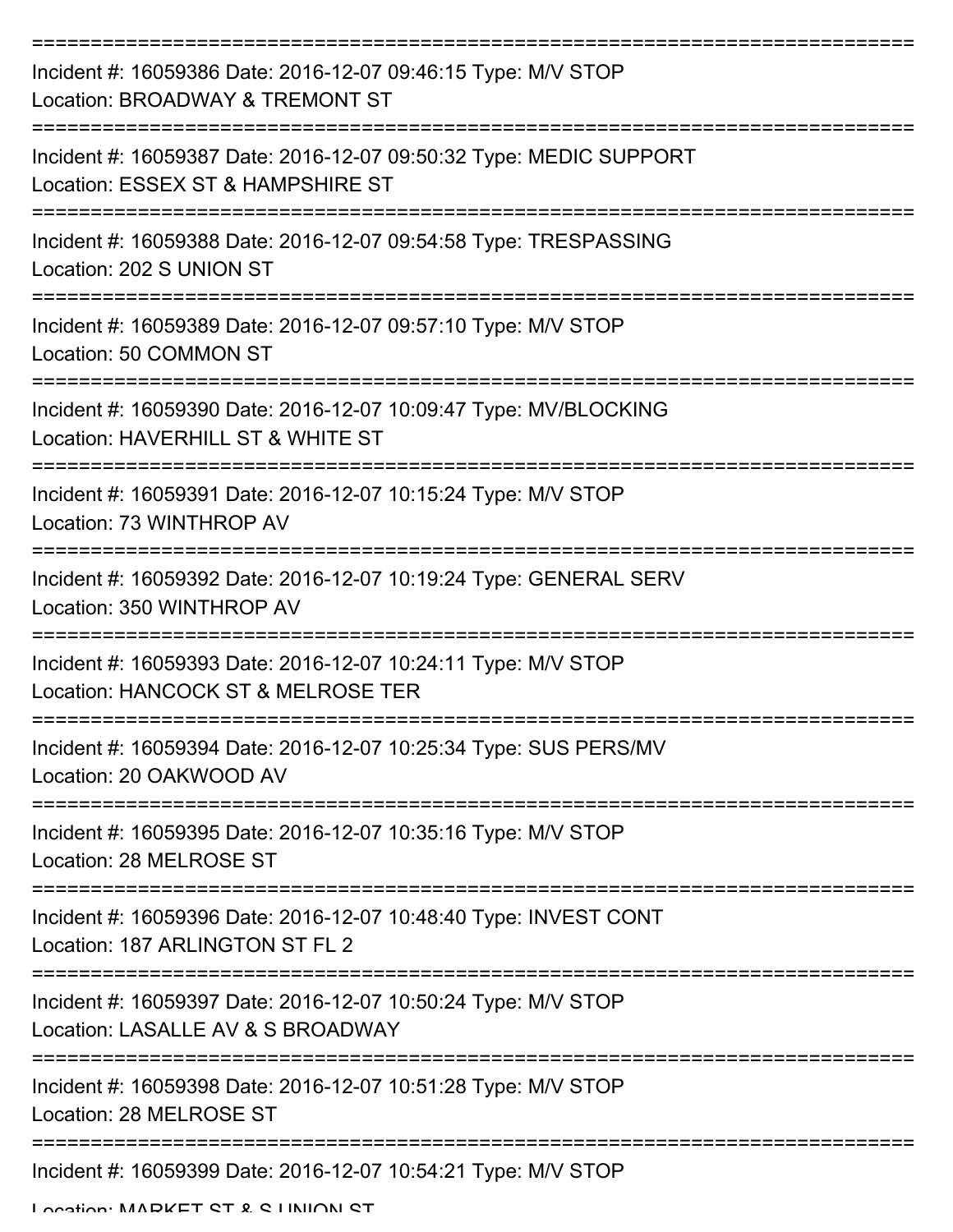===========================================================================

Incident #: 16059386 Date: 2016-12-07 09:46:15 Type: M/V STOP
Location: BROADWAY & TREMONT ST

===========================================================================

Incident #: 16059387 Date: 2016-12-07 09:50:32 Type: MEDIC SUPPORT
Location: ESSEX ST & HAMPSHIRE ST

===========================================================================

Incident #: 16059388 Date: 2016-12-07 09:54:58 Type: TRESPASSING
Location: 202 S UNION ST

===========================================================================

Incident #: 16059389 Date: 2016-12-07 09:57:10 Type: M/V STOP
Location: 50 COMMON ST

===========================================================================

Incident #: 16059390 Date: 2016-12-07 10:09:47 Type: MV/BLOCKING
Location: HAVERHILL ST & WHITE ST

===========================================================================

Incident #: 16059391 Date: 2016-12-07 10:15:24 Type: M/V STOP
Location: 73 WINTHROP AV

===========================================================================

Incident #: 16059392 Date: 2016-12-07 10:19:24 Type: GENERAL SERV
Location: 350 WINTHROP AV

===========================================================================

Incident #: 16059393 Date: 2016-12-07 10:24:11 Type: M/V STOP
Location: HANCOCK ST & MELROSE TER

===========================================================================

Incident #: 16059394 Date: 2016-12-07 10:25:34 Type: SUS PERS/MV
Location: 20 OAKWOOD AV

===========================================================================

Incident #: 16059395 Date: 2016-12-07 10:35:16 Type: M/V STOP
Location: 28 MELROSE ST

===========================================================================

Incident #: 16059396 Date: 2016-12-07 10:48:40 Type: INVEST CONT
Location: 187 ARLINGTON ST FL 2

===========================================================================

Incident #: 16059397 Date: 2016-12-07 10:50:24 Type: M/V STOP
Location: LASALLE AV & S BROADWAY

===========================================================================

Incident #: 16059398 Date: 2016-12-07 10:51:28 Type: M/V STOP
Location: 28 MELROSE ST

===========================================================================

Incident #: 16059399 Date: 2016-12-07 10:54:21 Type: M/V STOP
Location: MARKET ST & S UNION ST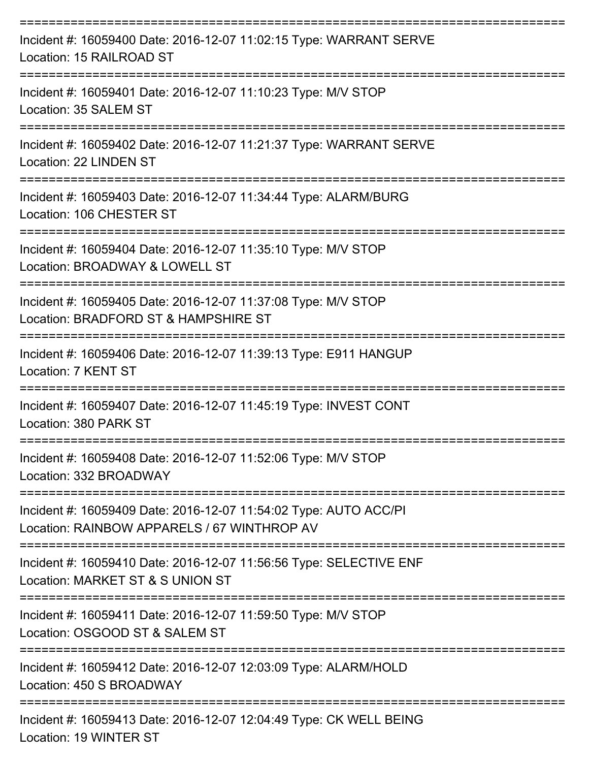===========================================================================
Incident #: 16059400 Date: 2016-12-07 11:02:15 Type: WARRANT SERVE
Location: 15 RAILROAD ST
===========================================================================
Incident #: 16059401 Date: 2016-12-07 11:10:23 Type: M/V STOP
Location: 35 SALEM ST
===========================================================================
Incident #: 16059402 Date: 2016-12-07 11:21:37 Type: WARRANT SERVE
Location: 22 LINDEN ST
===========================================================================
Incident #: 16059403 Date: 2016-12-07 11:34:44 Type: ALARM/BURG
Location: 106 CHESTER ST
===========================================================================
Incident #: 16059404 Date: 2016-12-07 11:35:10 Type: M/V STOP
Location: BROADWAY & LOWELL ST
===========================================================================
Incident #: 16059405 Date: 2016-12-07 11:37:08 Type: M/V STOP
Location: BRADFORD ST & HAMPSHIRE ST
===========================================================================
Incident #: 16059406 Date: 2016-12-07 11:39:13 Type: E911 HANGUP
Location: 7 KENT ST
===========================================================================
Incident #: 16059407 Date: 2016-12-07 11:45:19 Type: INVEST CONT
Location: 380 PARK ST
===========================================================================
Incident #: 16059408 Date: 2016-12-07 11:52:06 Type: M/V STOP
Location: 332 BROADWAY
===========================================================================
Incident #: 16059409 Date: 2016-12-07 11:54:02 Type: AUTO ACC/PI
Location: RAINBOW APPARELS / 67 WINTHROP AV
===========================================================================
Incident #: 16059410 Date: 2016-12-07 11:56:56 Type: SELECTIVE ENF
Location: MARKET ST & S UNION ST
===========================================================================
Incident #: 16059411 Date: 2016-12-07 11:59:50 Type: M/V STOP
Location: OSGOOD ST & SALEM ST
===========================================================================
Incident #: 16059412 Date: 2016-12-07 12:03:09 Type: ALARM/HOLD
Location: 450 S BROADWAY
===========================================================================
Incident #: 16059413 Date: 2016-12-07 12:04:49 Type: CK WELL BEING
Location: 19 WINTER ST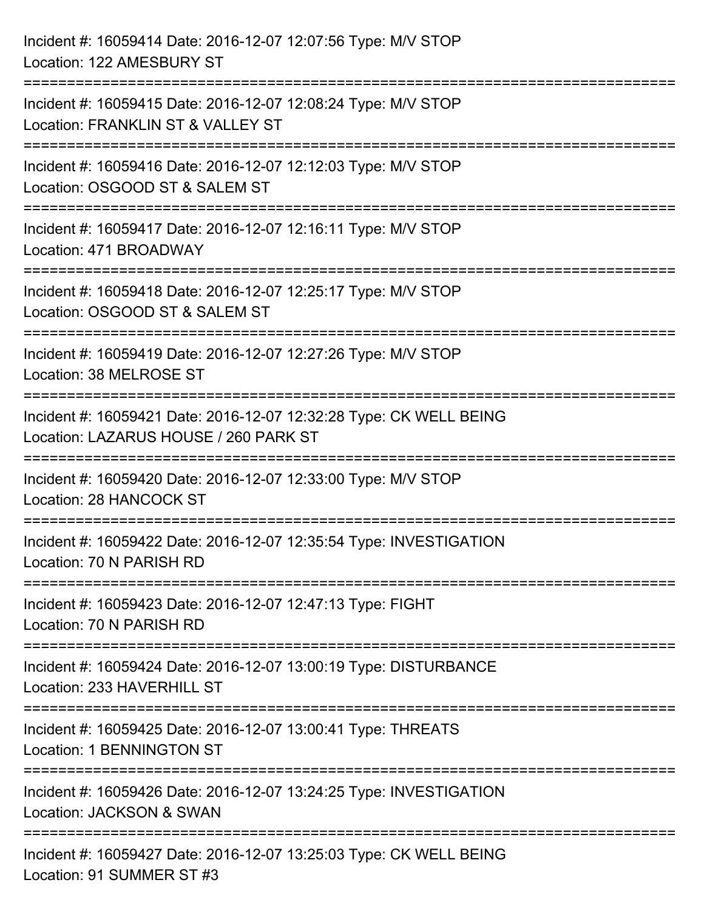Incident #: 16059414 Date: 2016-12-07 12:07:56 Type: M/V STOP
Location: 122 AMESBURY ST

===========================================================================

Incident #: 16059415 Date: 2016-12-07 12:08:24 Type: M/V STOP
Location: FRANKLIN ST & VALLEY ST

===========================================================================

Incident #: 16059416 Date: 2016-12-07 12:12:03 Type: M/V STOP
Location: OSGOOD ST & SALEM ST

===========================================================================

Incident #: 16059417 Date: 2016-12-07 12:16:11 Type: M/V STOP
Location: 471 BROADWAY

===========================================================================

Incident #: 16059418 Date: 2016-12-07 12:25:17 Type: M/V STOP
Location: OSGOOD ST & SALEM ST

===========================================================================

Incident #: 16059419 Date: 2016-12-07 12:27:26 Type: M/V STOP
Location: 38 MELROSE ST

===========================================================================

Incident #: 16059421 Date: 2016-12-07 12:32:28 Type: CK WELL BEING
Location: LAZARUS HOUSE / 260 PARK ST

===========================================================================

Incident #: 16059420 Date: 2016-12-07 12:33:00 Type: M/V STOP
Location: 28 HANCOCK ST

===========================================================================

Incident #: 16059422 Date: 2016-12-07 12:35:54 Type: INVESTIGATION
Location: 70 N PARISH RD

===========================================================================

Incident #: 16059423 Date: 2016-12-07 12:47:13 Type: FIGHT
Location: 70 N PARISH RD

===========================================================================

Incident #: 16059424 Date: 2016-12-07 13:00:19 Type: DISTURBANCE
Location: 233 HAVERHILL ST

===========================================================================

Incident #: 16059425 Date: 2016-12-07 13:00:41 Type: THREATS
Location: 1 BENNINGTON ST

===========================================================================

Incident #: 16059426 Date: 2016-12-07 13:24:25 Type: INVESTIGATION
Location: JACKSON & SWAN

===========================================================================

Incident #: 16059427 Date: 2016-12-07 13:25:03 Type: CK WELL BEING
Location: 91 SUMMER ST #3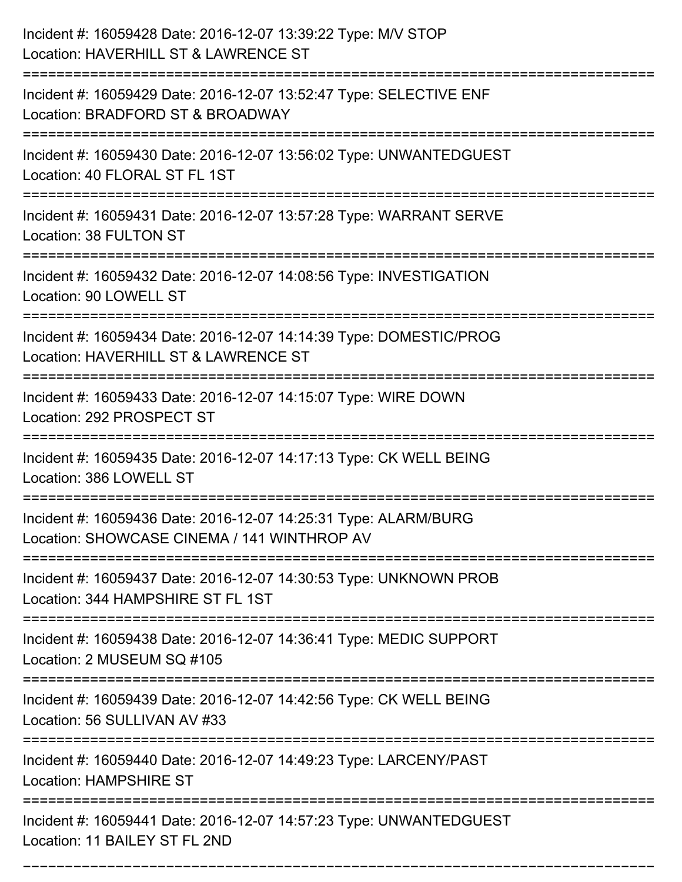Incident #: 16059428 Date: 2016-12-07 13:39:22 Type: M/V STOP
Location: HAVERHILL ST & LAWRENCE ST

===========================================================================

Incident #: 16059429 Date: 2016-12-07 13:52:47 Type: SELECTIVE ENF
Location: BRADFORD ST & BROADWAY

===========================================================================

Incident #: 16059430 Date: 2016-12-07 13:56:02 Type: UNWANTEDGUEST
Location: 40 FLORAL ST FL 1ST

===========================================================================

Incident #: 16059431 Date: 2016-12-07 13:57:28 Type: WARRANT SERVE
Location: 38 FULTON ST

===========================================================================

Incident #: 16059432 Date: 2016-12-07 14:08:56 Type: INVESTIGATION
Location: 90 LOWELL ST

===========================================================================

Incident #: 16059434 Date: 2016-12-07 14:14:39 Type: DOMESTIC/PROG
Location: HAVERHILL ST & LAWRENCE ST

===========================================================================

Incident #: 16059433 Date: 2016-12-07 14:15:07 Type: WIRE DOWN
Location: 292 PROSPECT ST

===========================================================================

Incident #: 16059435 Date: 2016-12-07 14:17:13 Type: CK WELL BEING
Location: 386 LOWELL ST

===========================================================================

Incident #: 16059436 Date: 2016-12-07 14:25:31 Type: ALARM/BURG
Location: SHOWCASE CINEMA / 141 WINTHROP AV

===========================================================================

Incident #: 16059437 Date: 2016-12-07 14:30:53 Type: UNKNOWN PROB
Location: 344 HAMPSHIRE ST FL 1ST

===========================================================================

Incident #: 16059438 Date: 2016-12-07 14:36:41 Type: MEDIC SUPPORT
Location: 2 MUSEUM SQ #105

===========================================================================

Incident #: 16059439 Date: 2016-12-07 14:42:56 Type: CK WELL BEING
Location: 56 SULLIVAN AV #33

===========================================================================

Incident #: 16059440 Date: 2016-12-07 14:49:23 Type: LARCENY/PAST
Location: HAMPSHIRE ST

===========================================================================

Incident #: 16059441 Date: 2016-12-07 14:57:23 Type: UNWANTEDGUEST
Location: 11 BAILEY ST FL 2ND

===========================================================================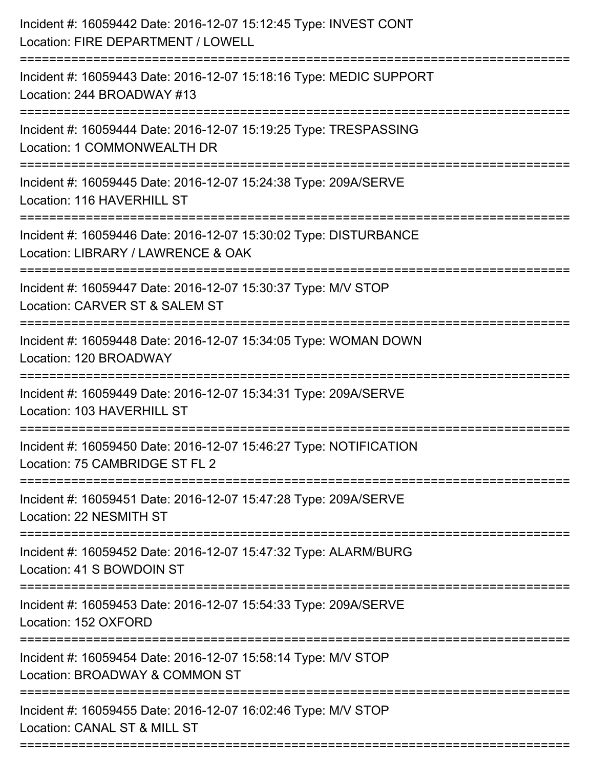Incident #: 16059442 Date: 2016-12-07 15:12:45 Type: INVEST CONT
Location: FIRE DEPARTMENT / LOWELL

===========================================================================

Incident #: 16059443 Date: 2016-12-07 15:18:16 Type: MEDIC SUPPORT
Location: 244 BROADWAY #13

===========================================================================

Incident #: 16059444 Date: 2016-12-07 15:19:25 Type: TRESPASSING
Location: 1 COMMONWEALTH DR

===========================================================================

Incident #: 16059445 Date: 2016-12-07 15:24:38 Type: 209A/SERVE
Location: 116 HAVERHILL ST

===========================================================================

Incident #: 16059446 Date: 2016-12-07 15:30:02 Type: DISTURBANCE
Location: LIBRARY / LAWRENCE & OAK

===========================================================================

Incident #: 16059447 Date: 2016-12-07 15:30:37 Type: M/V STOP
Location: CARVER ST & SALEM ST

===========================================================================

Incident #: 16059448 Date: 2016-12-07 15:34:05 Type: WOMAN DOWN
Location: 120 BROADWAY

===========================================================================

Incident #: 16059449 Date: 2016-12-07 15:34:31 Type: 209A/SERVE
Location: 103 HAVERHILL ST

===========================================================================

Incident #: 16059450 Date: 2016-12-07 15:46:27 Type: NOTIFICATION
Location: 75 CAMBRIDGE ST FL 2

===========================================================================

Incident #: 16059451 Date: 2016-12-07 15:47:28 Type: 209A/SERVE
Location: 22 NESMITH ST

===========================================================================

Incident #: 16059452 Date: 2016-12-07 15:47:32 Type: ALARM/BURG
Location: 41 S BOWDOIN ST

===========================================================================

Incident #: 16059453 Date: 2016-12-07 15:54:33 Type: 209A/SERVE
Location: 152 OXFORD

===========================================================================

Incident #: 16059454 Date: 2016-12-07 15:58:14 Type: M/V STOP
Location: BROADWAY & COMMON ST

===========================================================================

Incident #: 16059455 Date: 2016-12-07 16:02:46 Type: M/V STOP
Location: CANAL ST & MILL ST

===========================================================================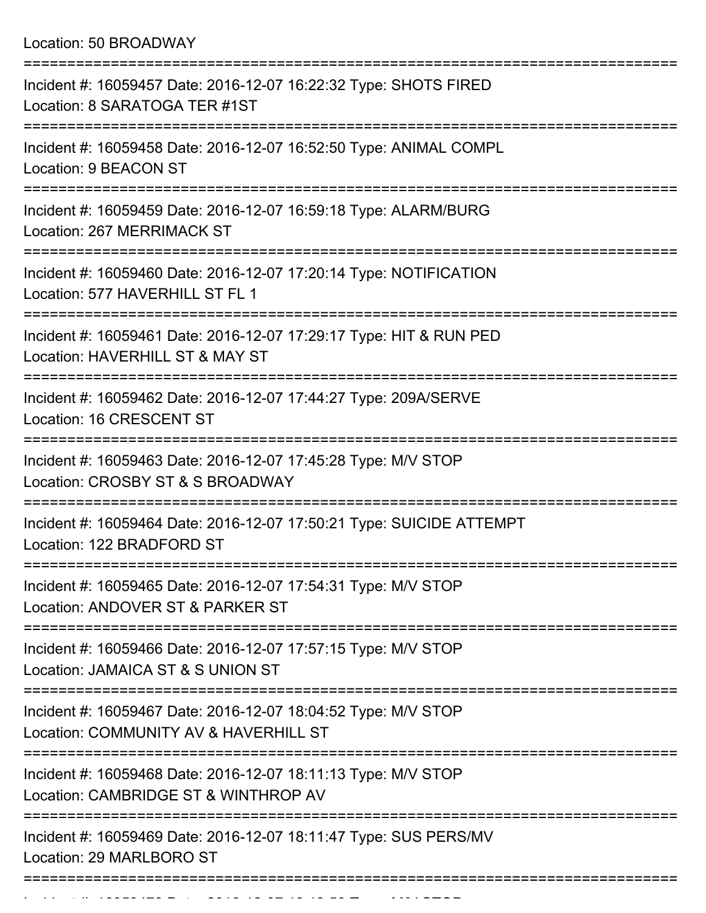Location: 50 BROADWAY

===========================================================================

Incident #: 16059457 Date: 2016-12-07 16:22:32 Type: SHOTS FIRED
Location: 8 SARATOGA TER #1ST

===========================================================================

Incident #: 16059458 Date: 2016-12-07 16:52:50 Type: ANIMAL COMPL
Location: 9 BEACON ST

===========================================================================

Incident #: 16059459 Date: 2016-12-07 16:59:18 Type: ALARM/BURG
Location: 267 MERRIMACK ST

===========================================================================

Incident #: 16059460 Date: 2016-12-07 17:20:14 Type: NOTIFICATION
Location: 577 HAVERHILL ST FL 1

===========================================================================

Incident #: 16059461 Date: 2016-12-07 17:29:17 Type: HIT & RUN PED
Location: HAVERHILL ST & MAY ST

===========================================================================

Incident #: 16059462 Date: 2016-12-07 17:44:27 Type: 209A/SERVE
Location: 16 CRESCENT ST

===========================================================================

Incident #: 16059463 Date: 2016-12-07 17:45:28 Type: M/V STOP
Location: CROSBY ST & S BROADWAY

===========================================================================

Incident #: 16059464 Date: 2016-12-07 17:50:21 Type: SUICIDE ATTEMPT
Location: 122 BRADFORD ST

===========================================================================

Incident #: 16059465 Date: 2016-12-07 17:54:31 Type: M/V STOP
Location: ANDOVER ST & PARKER ST

===========================================================================

Incident #: 16059466 Date: 2016-12-07 17:57:15 Type: M/V STOP
Location: JAMAICA ST & S UNION ST

===========================================================================

Incident #: 16059467 Date: 2016-12-07 18:04:52 Type: M/V STOP
Location: COMMUNITY AV & HAVERHILL ST

===========================================================================

Incident #: 16059468 Date: 2016-12-07 18:11:13 Type: M/V STOP
Location: CAMBRIDGE ST & WINTHROP AV

===========================================================================

Incident #: 16059469 Date: 2016-12-07 18:11:47 Type: SUS PERS/MV
Location: 29 MARLBORO ST

===========================================================================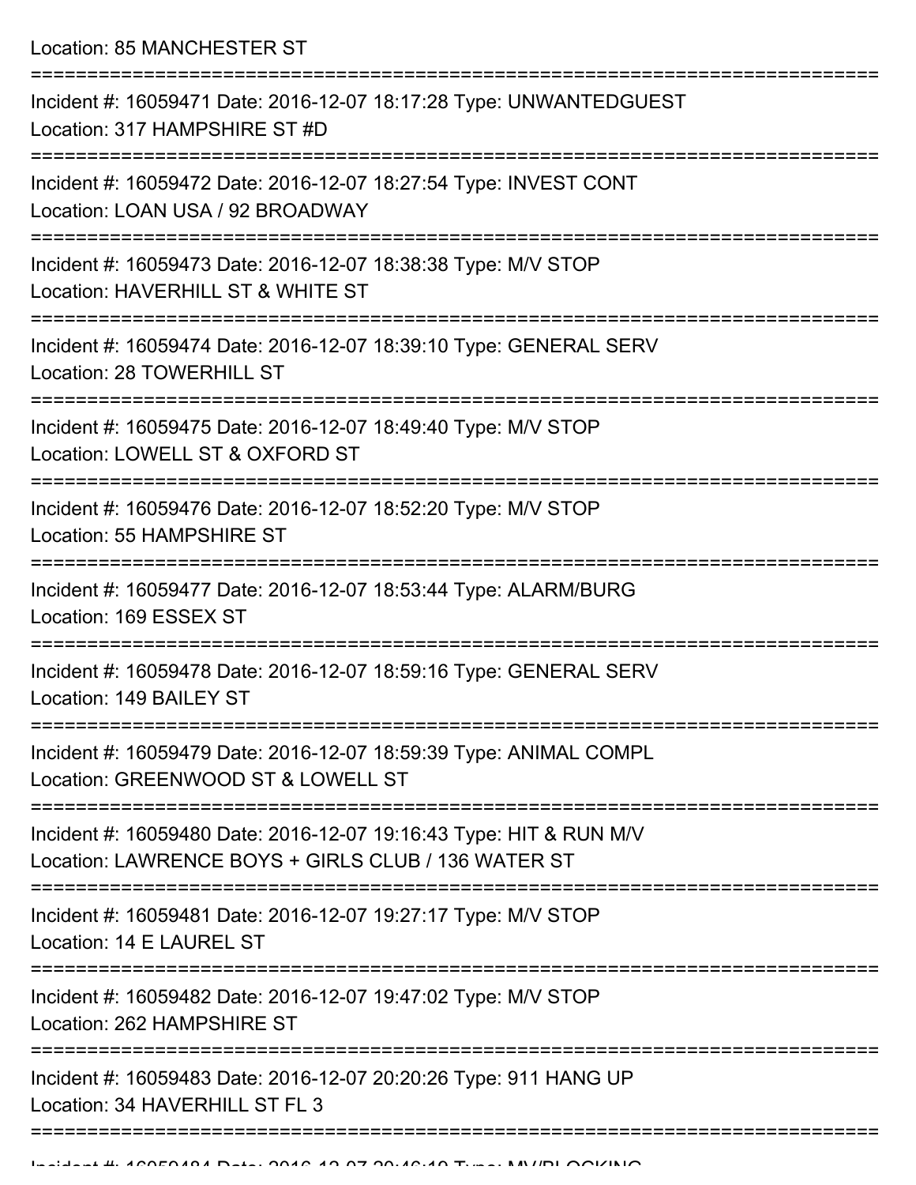Location: 85 MANCHESTER ST

===========================================================================

Incident #: 16059471 Date: 2016-12-07 18:17:28 Type: UNWANTEDGUEST
Location: 317 HAMPSHIRE ST #D

===========================================================================

Incident #: 16059472 Date: 2016-12-07 18:27:54 Type: INVEST CONT
Location: LOAN USA / 92 BROADWAY

===========================================================================

Incident #: 16059473 Date: 2016-12-07 18:38:38 Type: M/V STOP
Location: HAVERHILL ST & WHITE ST

===========================================================================

Incident #: 16059474 Date: 2016-12-07 18:39:10 Type: GENERAL SERV
Location: 28 TOWERHILL ST

===========================================================================

Incident #: 16059475 Date: 2016-12-07 18:49:40 Type: M/V STOP
Location: LOWELL ST & OXFORD ST

===========================================================================

Incident #: 16059476 Date: 2016-12-07 18:52:20 Type: M/V STOP
Location: 55 HAMPSHIRE ST

===========================================================================

Incident #: 16059477 Date: 2016-12-07 18:53:44 Type: ALARM/BURG
Location: 169 ESSEX ST

===========================================================================

Incident #: 16059478 Date: 2016-12-07 18:59:16 Type: GENERAL SERV
Location: 149 BAILEY ST

===========================================================================

Incident #: 16059479 Date: 2016-12-07 18:59:39 Type: ANIMAL COMPL
Location: GREENWOOD ST & LOWELL ST

===========================================================================

Incident #: 16059480 Date: 2016-12-07 19:16:43 Type: HIT & RUN M/V
Location: LAWRENCE BOYS + GIRLS CLUB / 136 WATER ST

===========================================================================

Incident #: 16059481 Date: 2016-12-07 19:27:17 Type: M/V STOP
Location: 14 E LAUREL ST

===========================================================================

Incident #: 16059482 Date: 2016-12-07 19:47:02 Type: M/V STOP
Location: 262 HAMPSHIRE ST

===========================================================================

Incident #: 16059483 Date: 2016-12-07 20:20:26 Type: 911 HANG UP
Location: 34 HAVERHILL ST FL 3

===========================================================================

Incident #: 16059484 Date: 2016-12-07 20:46:10 Type: MV/BLOCKING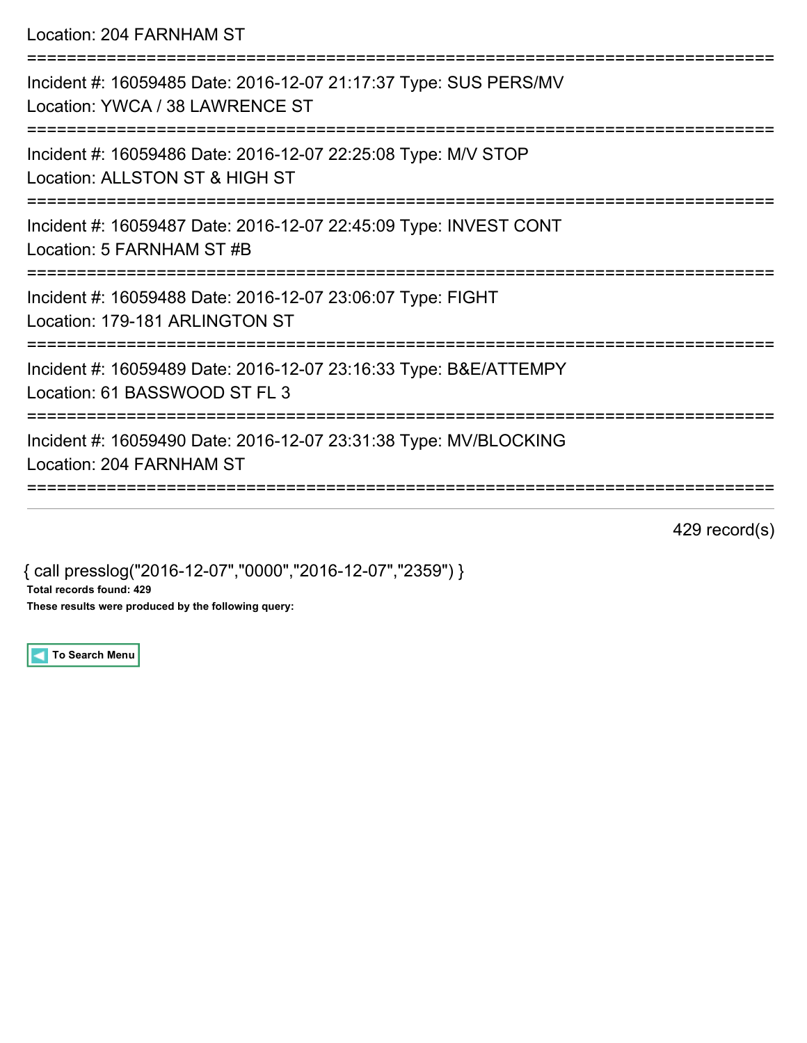Location: 204 FARNHAM ST

===========================================================================

Incident #: 16059485 Date: 2016-12-07 21:17:37 Type: SUS PERS/MV
Location: YWCA / 38 LAWRENCE ST

===========================================================================

Incident #: 16059486 Date: 2016-12-07 22:25:08 Type: M/V STOP
Location: ALLSTON ST & HIGH ST

===========================================================================

Incident #: 16059487 Date: 2016-12-07 22:45:09 Type: INVEST CONT
Location: 5 FARNHAM ST #B

===========================================================================

Incident #: 16059488 Date: 2016-12-07 23:06:07 Type: FIGHT
Location: 179-181 ARLINGTON ST

===========================================================================

Incident #: 16059489 Date: 2016-12-07 23:16:33 Type: B&E/ATTEMPY
Location: 61 BASSWOOD ST FL 3

===========================================================================

Incident #: 16059490 Date: 2016-12-07 23:31:38 Type: MV/BLOCKING
Location: 204 FARNHAM ST

===========================================================================

429 record(s)

{ call presslog("2016-12-07","0000","2016-12-07","2359") }

**Total records found: 429**

**These results were produced by the following query:**

To Search Menu